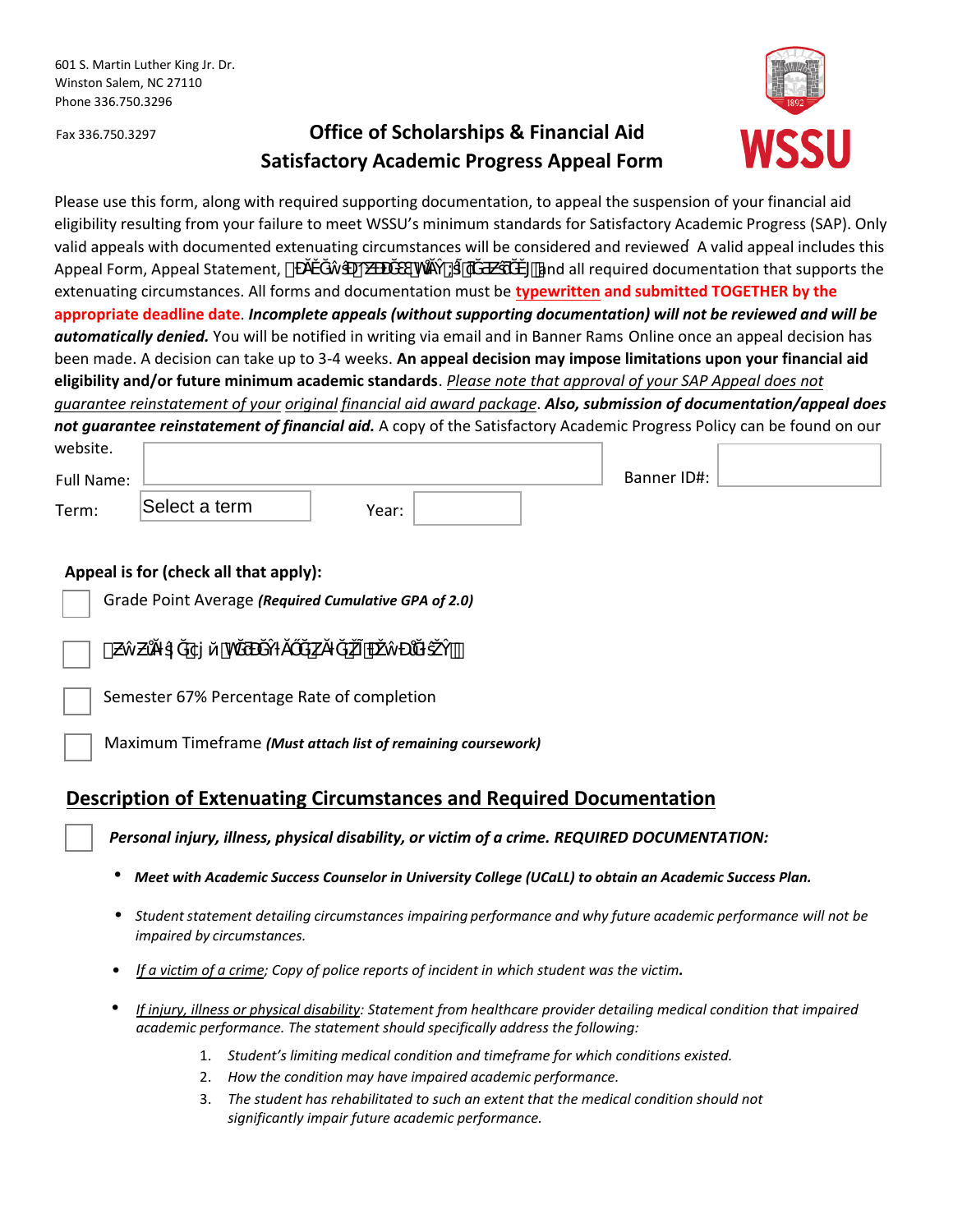601 S. Martin Luther King Jr. Dr.
Winston Salem, NC 27110
Phone 336.750.3296

Fax 336.750.3297

# Office of Scholarships & Financial Aid
# Satisfactory Academic Progress Appeal Form

Please use this form, along with required supporting documentation, to appeal the suspension of your financial aid eligibility resulting from your failure to meet WSSU's minimum standards for Satisfactory Academic Progress (SAP). Only valid appeals with documented extenuating circumstances will be considered and reviewed. A valid appeal includes this Appeal Form, Appeal Statement, and all required documentation that supports the extenuating circumstances. All forms and documentation must be typewritten and submitted TOGETHER by the appropriate deadline date. ***Incomplete appeals (without supporting documentation) will not be reviewed and will be automatically denied.*** You will be notified in writing via email and in Banner Rams Online once an appeal decision has been made. A decision can take up to 3-4 weeks. **An appeal decision may impose limitations upon your financial aid eligibility and/or future minimum academic standards**. *Please note that approval of your SAP Appeal does not guarantee reinstatement of your original financial aid award package*. ***Also, submission of documentation/appeal does not guarantee reinstatement of financial aid.*** A copy of the Satisfactory Academic Progress Policy can be found on our website.

Full Name: ____________________ Banner ID#: __________

Term: Select a term Year: __________

**Appeal is for (check all that apply):**

☐ Grade Point Average ***(Required Cumulative GPA of 2.0)***

☐ 

☐ Semester 67% Percentage Rate of completion

☐ Maximum Timeframe ***(Must attach list of remaining coursework)***

## Description of Extenuating Circumstances and Required Documentation

☐ ***Personal injury, illness, physical disability, or victim of a crime. REQUIRED DOCUMENTATION:***

- ***Meet with Academic Success Counselor in University College (UCaLL) to obtain an Academic Success Plan.***
- *Student statement detailing circumstances impairing performance and why future academic performance will not be impaired by circumstances.*
- *If a victim of a crime; Copy of police reports of incident in which student was the victim.*
- *If injury, illness or physical disability: Statement from healthcare provider detailing medical condition that impaired academic performance. The statement should specifically address the following:*
    1. *Student's limiting medical condition and timeframe for which conditions existed.*
    2. *How the condition may have impaired academic performance.*
    3. *The student has rehabilitated to such an extent that the medical condition should not significantly impair future academic performance.*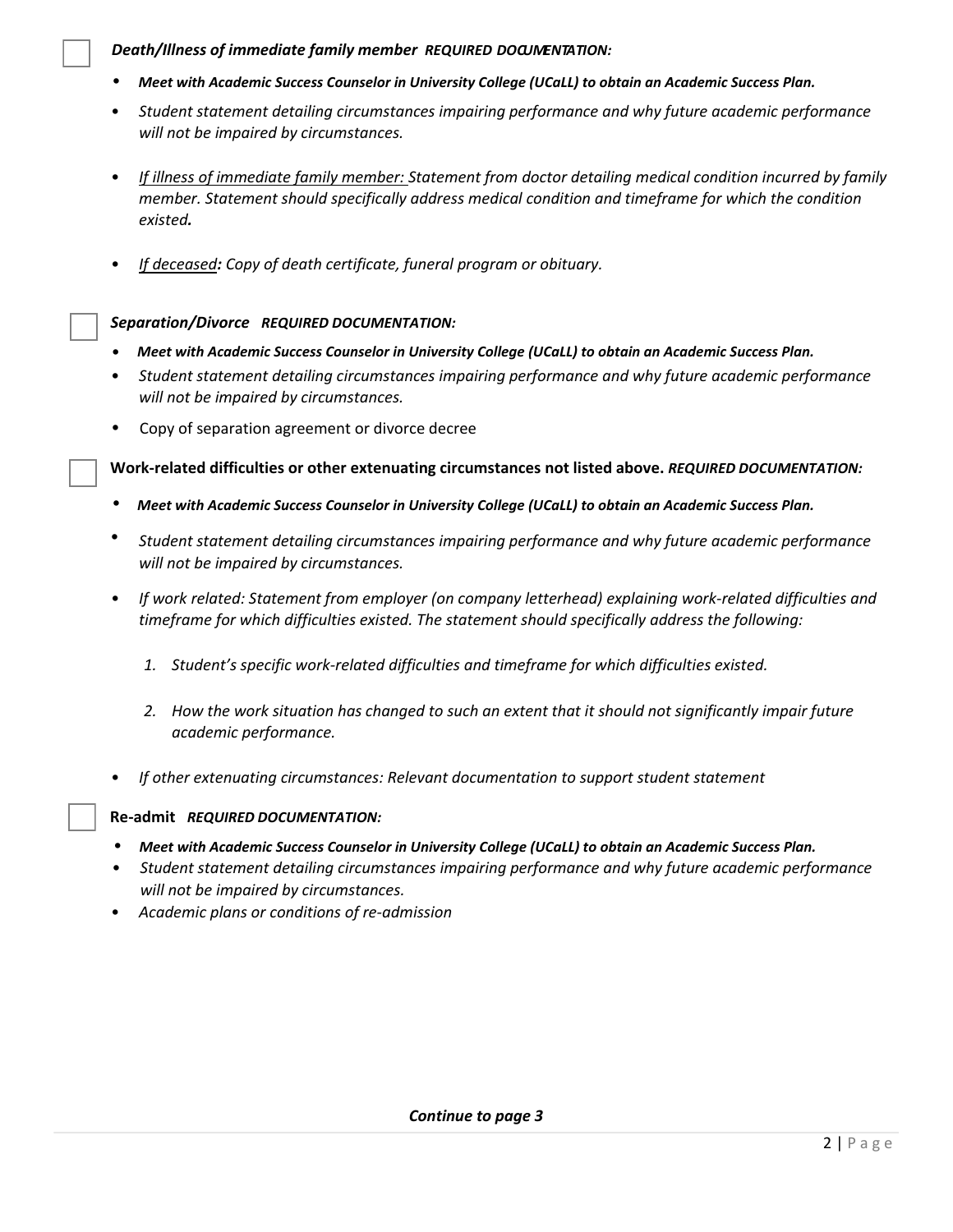☐ ***Death/Illness of immediate family member*** ***REQUIRED DOCUMENTATION:***

- ***Meet with Academic Success Counselor in University College (UCaLL) to obtain an Academic Success Plan.***
- *Student statement detailing circumstances impairing performance and why future academic performance will not be impaired by circumstances.*
- *If illness of immediate family member: Statement from doctor detailing medical condition incurred by family member. Statement should specifically address medical condition and timeframe for which the condition existed.*
- *If deceased: Copy of death certificate, funeral program or obituary.*

☐ ***Separation/Divorce*** ***REQUIRED DOCUMENTATION:***

- ***Meet with Academic Success Counselor in University College (UCaLL) to obtain an Academic Success Plan.***
- *Student statement detailing circumstances impairing performance and why future academic performance will not be impaired by circumstances.*
- Copy of separation agreement or divorce decree

☐ **Work-related difficulties or other extenuating circumstances not listed above.** ***REQUIRED DOCUMENTATION:***

- ***Meet with Academic Success Counselor in University College (UCaLL) to obtain an Academic Success Plan.***
- *Student statement detailing circumstances impairing performance and why future academic performance will not be impaired by circumstances.*
- *If work related: Statement from employer (on company letterhead) explaining work-related difficulties and timeframe for which difficulties existed. The statement should specifically address the following:*
  1. *Student's specific work-related difficulties and timeframe for which difficulties existed.*
  2. *How the work situation has changed to such an extent that it should not significantly impair future academic performance.*
- *If other extenuating circumstances: Relevant documentation to support student statement*

☐ **Re-admit** ***REQUIRED DOCUMENTATION:***

- ***Meet with Academic Success Counselor in University College (UCaLL) to obtain an Academic Success Plan.***
- *Student statement detailing circumstances impairing performance and why future academic performance will not be impaired by circumstances.*
- *Academic plans or conditions of re-admission*

***Continue to page 3***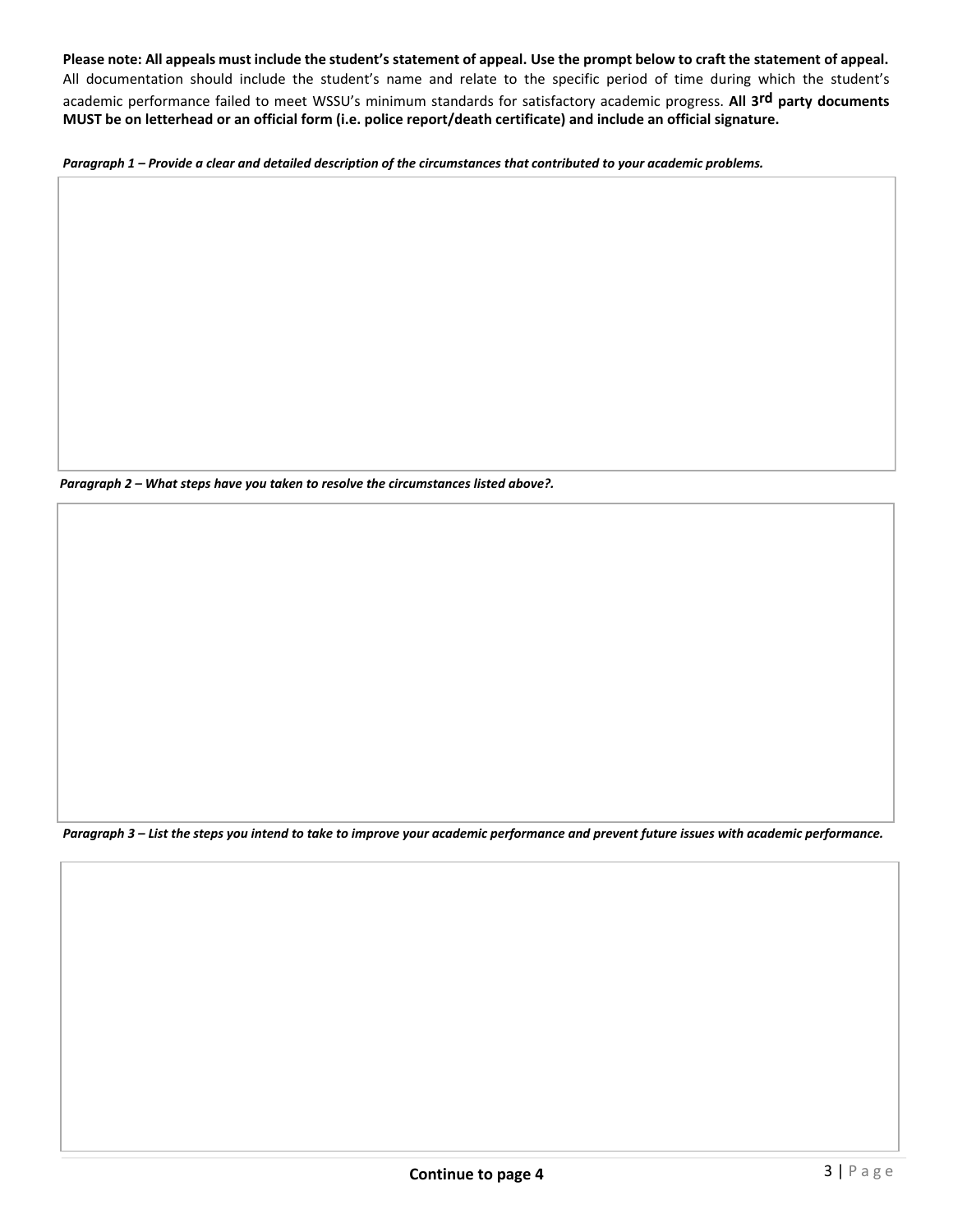**Please note: All appeals must include the student's statement of appeal. Use the prompt below to craft the statement of appeal.** All documentation should include the student's name and relate to the specific period of time during which the student's academic performance failed to meet WSSU's minimum standards for satisfactory academic progress. **All 3rd party documents MUST be on letterhead or an official form (i.e. police report/death certificate) and include an official signature.**

***Paragraph 1 – Provide a clear and detailed description of the circumstances that contributed to your academic problems.***

***Paragraph 2 – What steps have you taken to resolve the circumstances listed above?.***

***Paragraph 3 – List the steps you intend to take to improve your academic performance and prevent future issues with academic performance.***

**Continue to page 4**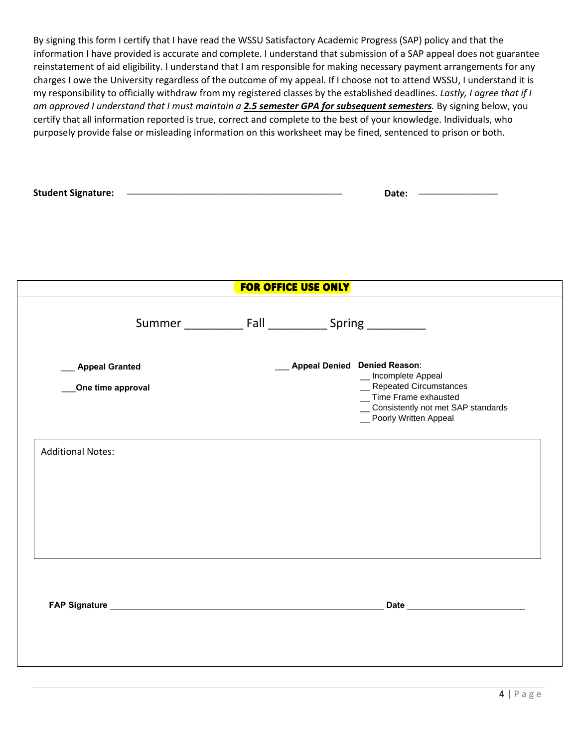By signing this form I certify that I have read the WSSU Satisfactory Academic Progress (SAP) policy and that the information I have provided is accurate and complete. I understand that submission of a SAP appeal does not guarantee reinstatement of aid eligibility. I understand that I am responsible for making necessary payment arrangements for any charges I owe the University regardless of the outcome of my appeal. If I choose not to attend WSSU, I understand it is my responsibility to officially withdraw from my registered classes by the established deadlines. *Lastly, I agree that if I am approved I understand that I must maintain a* ***2.5 semester GPA for subsequent semesters****.* By signing below, you certify that all information reported is true, correct and complete to the best of your knowledge. Individuals, who purposely provide false or misleading information on this worksheet may be fined, sentenced to prison or both.

**Student Signature:** ______________________________ **Date:** ______________

---

**FOR OFFICE USE ONLY**

Summer _________ Fall _________ Spring _________

___ **Appeal Granted**

___ **One time approval**

___ **Appeal Denied** **Denied Reason**:

- __ Incomplete Appeal
- __ Repeated Circumstances
- __ Time Frame exhausted
- __ Consistently not met SAP standards
- __ Poorly Written Appeal

Additional Notes:

**FAP Signature** ________________________________________ **Date** ________________________